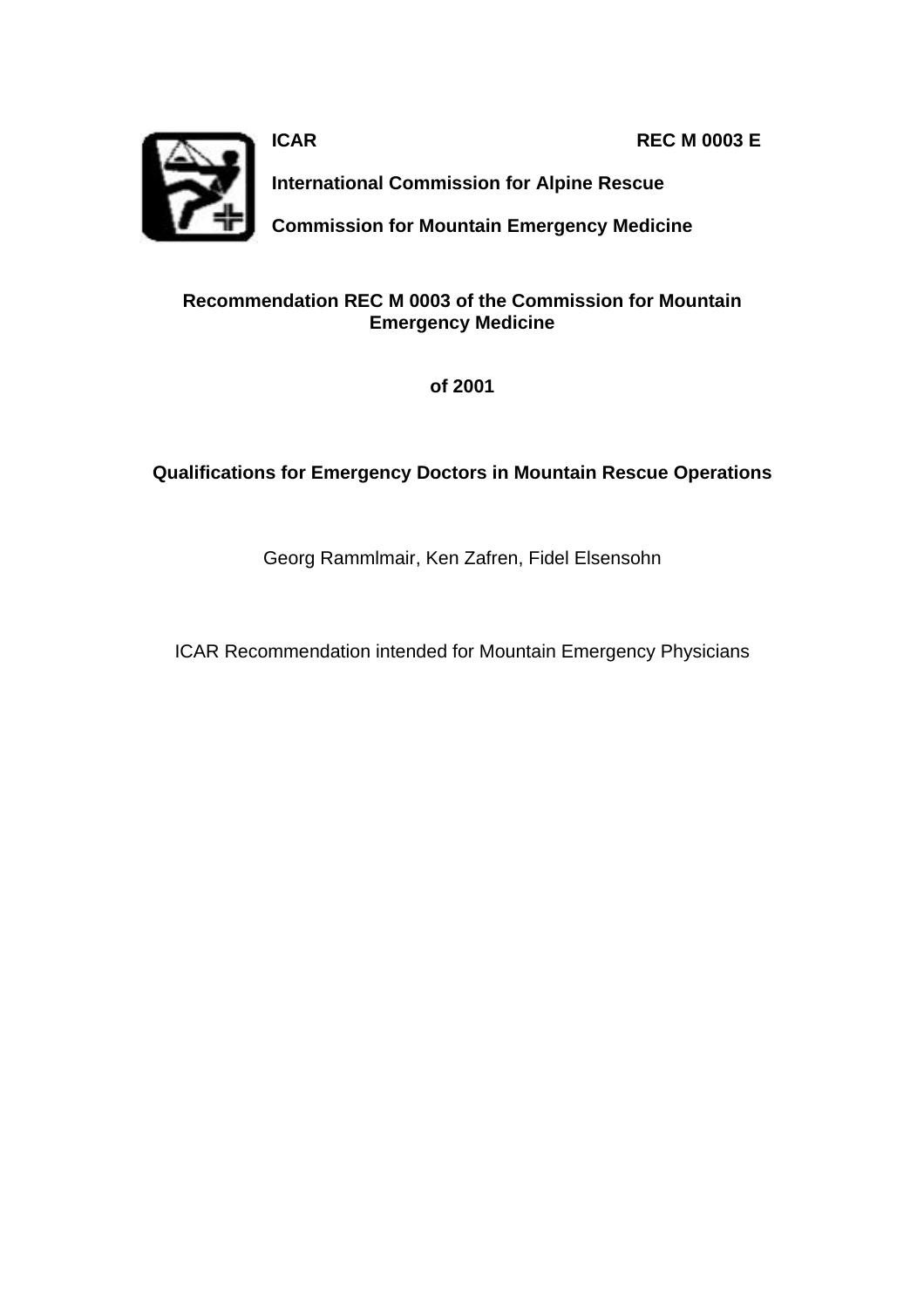**ICAR** **REC M 0003 E**

**International Commission for Alpine Rescue**

**Commission for Mountain Emergency Medicine**

**Recommendation REC M 0003 of the Commission for Mountain Emergency Medicine**

**of 2001**

# Qualifications for Emergency Doctors in Mountain Rescue Operations

Georg Rammlmair, Ken Zafren, Fidel Elsensohn

ICAR Recommendation intended for Mountain Emergency Physicians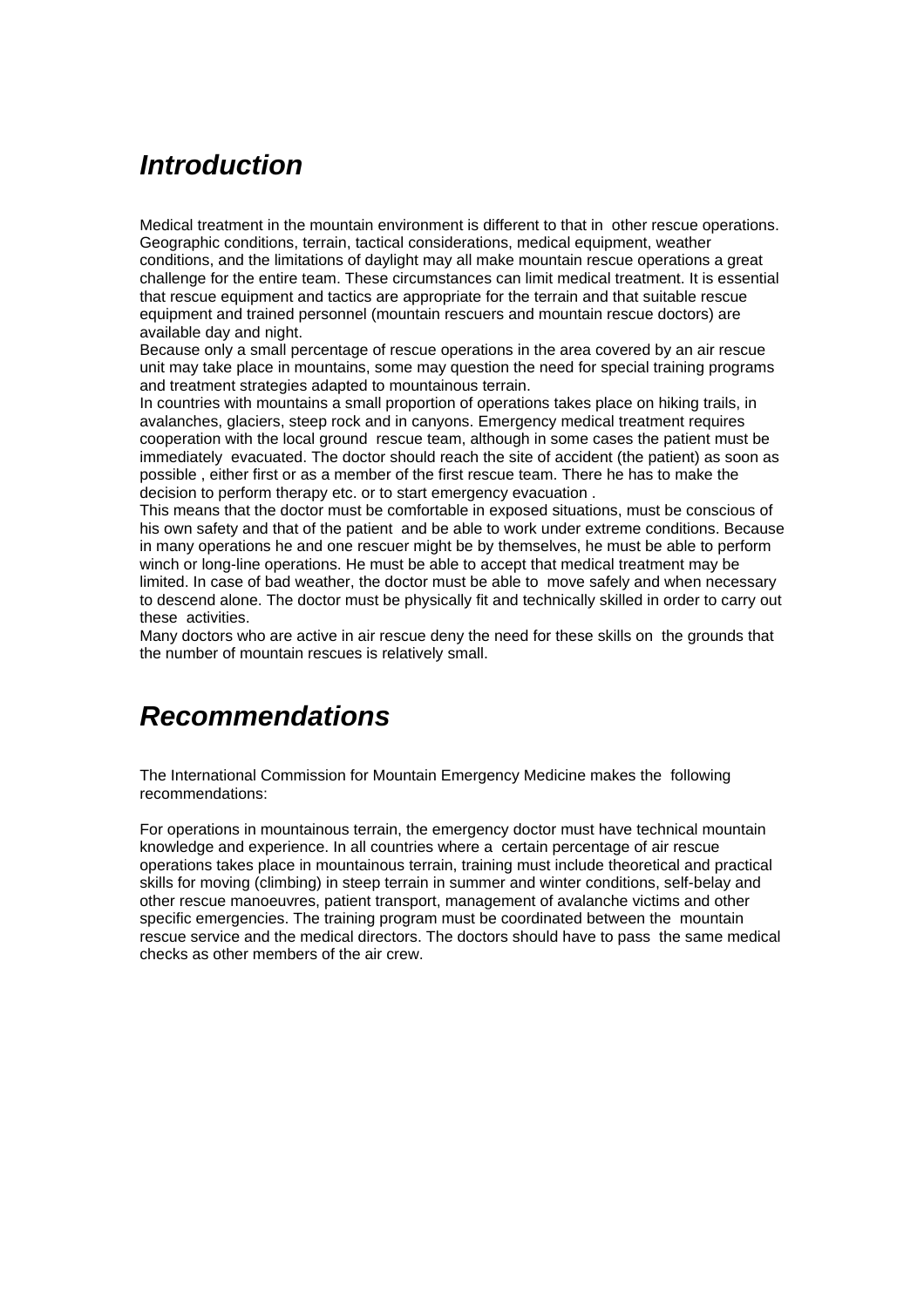## *Introduction*

Medical treatment in the mountain environment is different to that in other rescue operations. Geographic conditions, terrain, tactical considerations, medical equipment, weather conditions, and the limitations of daylight may all make mountain rescue operations a great challenge for the entire team. These circumstances can limit medical treatment. It is essential that rescue equipment and tactics are appropriate for the terrain and that suitable rescue equipment and trained personnel (mountain rescuers and mountain rescue doctors) are available day and night.
Because only a small percentage of rescue operations in the area covered by an air rescue unit may take place in mountains, some may question the need for special training programs and treatment strategies adapted to mountainous terrain.
In countries with mountains a small proportion of operations takes place on hiking trails, in avalanches, glaciers, steep rock and in canyons. Emergency medical treatment requires cooperation with the local ground rescue team, although in some cases the patient must be immediately evacuated. The doctor should reach the site of accident (the patient) as soon as possible , either first or as a member of the first rescue team. There he has to make the decision to perform therapy etc. or to start emergency evacuation .
This means that the doctor must be comfortable in exposed situations, must be conscious of his own safety and that of the patient and be able to work under extreme conditions. Because in many operations he and one rescuer might be by themselves, he must be able to perform winch or long-line operations. He must be able to accept that medical treatment may be limited. In case of bad weather, the doctor must be able to move safely and when necessary to descend alone. The doctor must be physically fit and technically skilled in order to carry out these activities.
Many doctors who are active in air rescue deny the need for these skills on the grounds that the number of mountain rescues is relatively small.

## *Recommendations*

The International Commission for Mountain Emergency Medicine makes the following recommendations:

For operations in mountainous terrain, the emergency doctor must have technical mountain knowledge and experience. In all countries where a certain percentage of air rescue operations takes place in mountainous terrain, training must include theoretical and practical skills for moving (climbing) in steep terrain in summer and winter conditions, self-belay and other rescue manoeuvres, patient transport, management of avalanche victims and other specific emergencies. The training program must be coordinated between the mountain rescue service and the medical directors. The doctors should have to pass the same medical checks as other members of the air crew.